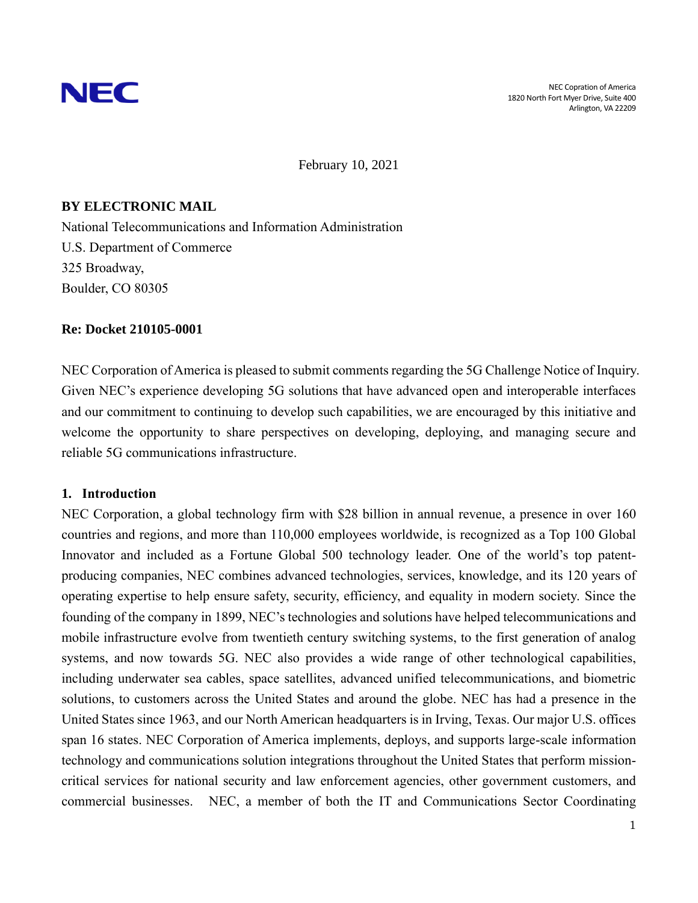NEC

NEC Copration of America
1820 North Fort Myer Drive, Suite 400
Arlington, VA 22209

February 10, 2021

**BY ELECTRONIC MAIL**
National Telecommunications and Information Administration
U.S. Department of Commerce
325 Broadway,
Boulder, CO 80305

**Re: Docket 210105-0001**

NEC Corporation of America is pleased to submit comments regarding the 5G Challenge Notice of Inquiry. Given NEC's experience developing 5G solutions that have advanced open and interoperable interfaces and our commitment to continuing to develop such capabilities, we are encouraged by this initiative and welcome the opportunity to share perspectives on developing, deploying, and managing secure and reliable 5G communications infrastructure.

## 1. Introduction

NEC Corporation, a global technology firm with $28 billion in annual revenue, a presence in over 160 countries and regions, and more than 110,000 employees worldwide, is recognized as a Top 100 Global Innovator and included as a Fortune Global 500 technology leader. One of the world's top patent-producing companies, NEC combines advanced technologies, services, knowledge, and its 120 years of operating expertise to help ensure safety, security, efficiency, and equality in modern society. Since the founding of the company in 1899, NEC's technologies and solutions have helped telecommunications and mobile infrastructure evolve from twentieth century switching systems, to the first generation of analog systems, and now towards 5G. NEC also provides a wide range of other technological capabilities, including underwater sea cables, space satellites, advanced unified telecommunications, and biometric solutions, to customers across the United States and around the globe. NEC has had a presence in the United States since 1963, and our North American headquarters is in Irving, Texas. Our major U.S. offices span 16 states. NEC Corporation of America implements, deploys, and supports large-scale information technology and communications solution integrations throughout the United States that perform mission-critical services for national security and law enforcement agencies, other government customers, and commercial businesses. NEC, a member of both the IT and Communications Sector Coordinating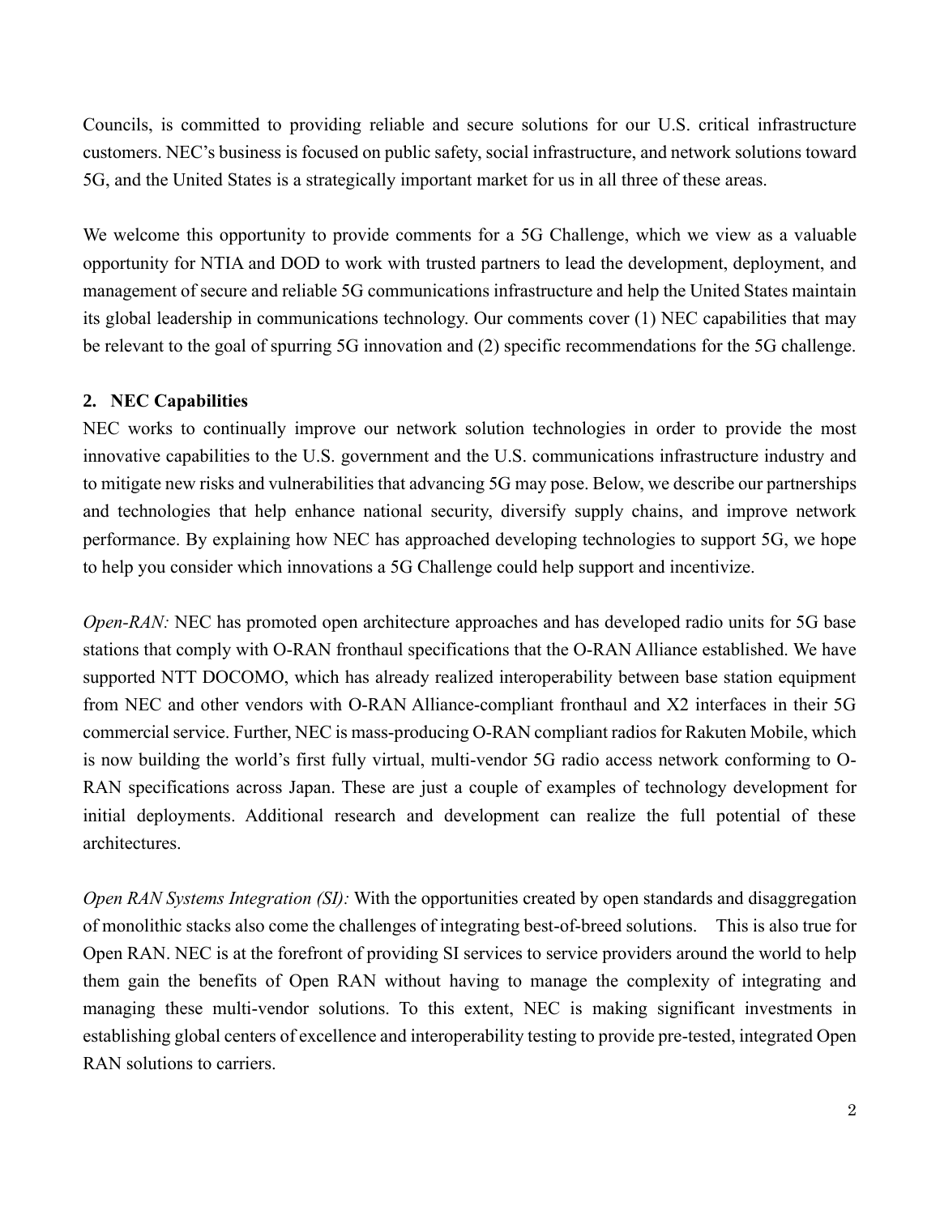Councils, is committed to providing reliable and secure solutions for our U.S. critical infrastructure customers. NEC's business is focused on public safety, social infrastructure, and network solutions toward 5G, and the United States is a strategically important market for us in all three of these areas.

We welcome this opportunity to provide comments for a 5G Challenge, which we view as a valuable opportunity for NTIA and DOD to work with trusted partners to lead the development, deployment, and management of secure and reliable 5G communications infrastructure and help the United States maintain its global leadership in communications technology. Our comments cover (1) NEC capabilities that may be relevant to the goal of spurring 5G innovation and (2) specific recommendations for the 5G challenge.

## 2. NEC Capabilities

NEC works to continually improve our network solution technologies in order to provide the most innovative capabilities to the U.S. government and the U.S. communications infrastructure industry and to mitigate new risks and vulnerabilities that advancing 5G may pose. Below, we describe our partnerships and technologies that help enhance national security, diversify supply chains, and improve network performance. By explaining how NEC has approached developing technologies to support 5G, we hope to help you consider which innovations a 5G Challenge could help support and incentivize.

*Open-RAN:* NEC has promoted open architecture approaches and has developed radio units for 5G base stations that comply with O-RAN fronthaul specifications that the O-RAN Alliance established. We have supported NTT DOCOMO, which has already realized interoperability between base station equipment from NEC and other vendors with O-RAN Alliance-compliant fronthaul and X2 interfaces in their 5G commercial service. Further, NEC is mass-producing O-RAN compliant radios for Rakuten Mobile, which is now building the world's first fully virtual, multi-vendor 5G radio access network conforming to O-RAN specifications across Japan. These are just a couple of examples of technology development for initial deployments. Additional research and development can realize the full potential of these architectures.

*Open RAN Systems Integration (SI):* With the opportunities created by open standards and disaggregation of monolithic stacks also come the challenges of integrating best-of-breed solutions. This is also true for Open RAN. NEC is at the forefront of providing SI services to service providers around the world to help them gain the benefits of Open RAN without having to manage the complexity of integrating and managing these multi-vendor solutions. To this extent, NEC is making significant investments in establishing global centers of excellence and interoperability testing to provide pre-tested, integrated Open RAN solutions to carriers.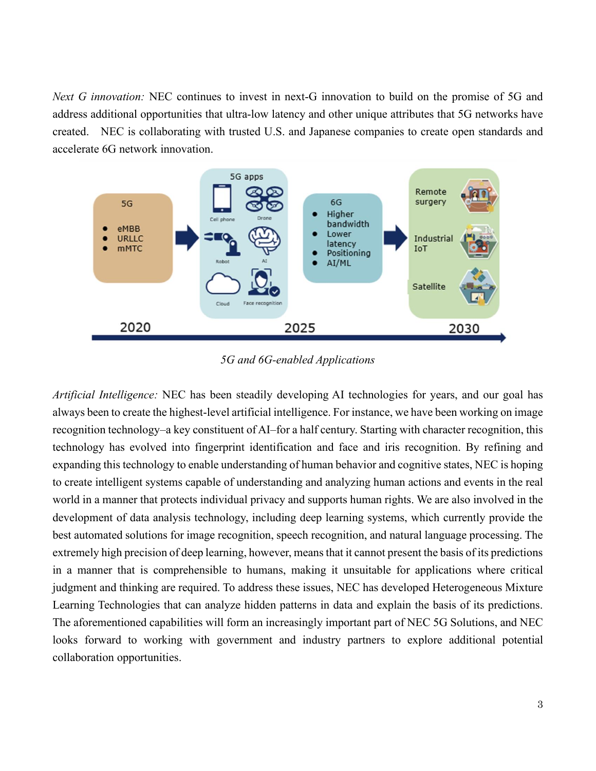*Next G innovation:* NEC continues to invest in next-G innovation to build on the promise of 5G and address additional opportunities that ultra-low latency and other unique attributes that 5G networks have created. NEC is collaborating with trusted U.S. and Japanese companies to create open standards and accelerate 6G network innovation.

*5G and 6G-enabled Applications*

*Artificial Intelligence:* NEC has been steadily developing AI technologies for years, and our goal has always been to create the highest-level artificial intelligence. For instance, we have been working on image recognition technology–a key constituent of AI–for a half century. Starting with character recognition, this technology has evolved into fingerprint identification and face and iris recognition. By refining and expanding this technology to enable understanding of human behavior and cognitive states, NEC is hoping to create intelligent systems capable of understanding and analyzing human actions and events in the real world in a manner that protects individual privacy and supports human rights. We are also involved in the development of data analysis technology, including deep learning systems, which currently provide the best automated solutions for image recognition, speech recognition, and natural language processing. The extremely high precision of deep learning, however, means that it cannot present the basis of its predictions in a manner that is comprehensible to humans, making it unsuitable for applications where critical judgment and thinking are required. To address these issues, NEC has developed Heterogeneous Mixture Learning Technologies that can analyze hidden patterns in data and explain the basis of its predictions. The aforementioned capabilities will form an increasingly important part of NEC 5G Solutions, and NEC looks forward to working with government and industry partners to explore additional potential collaboration opportunities.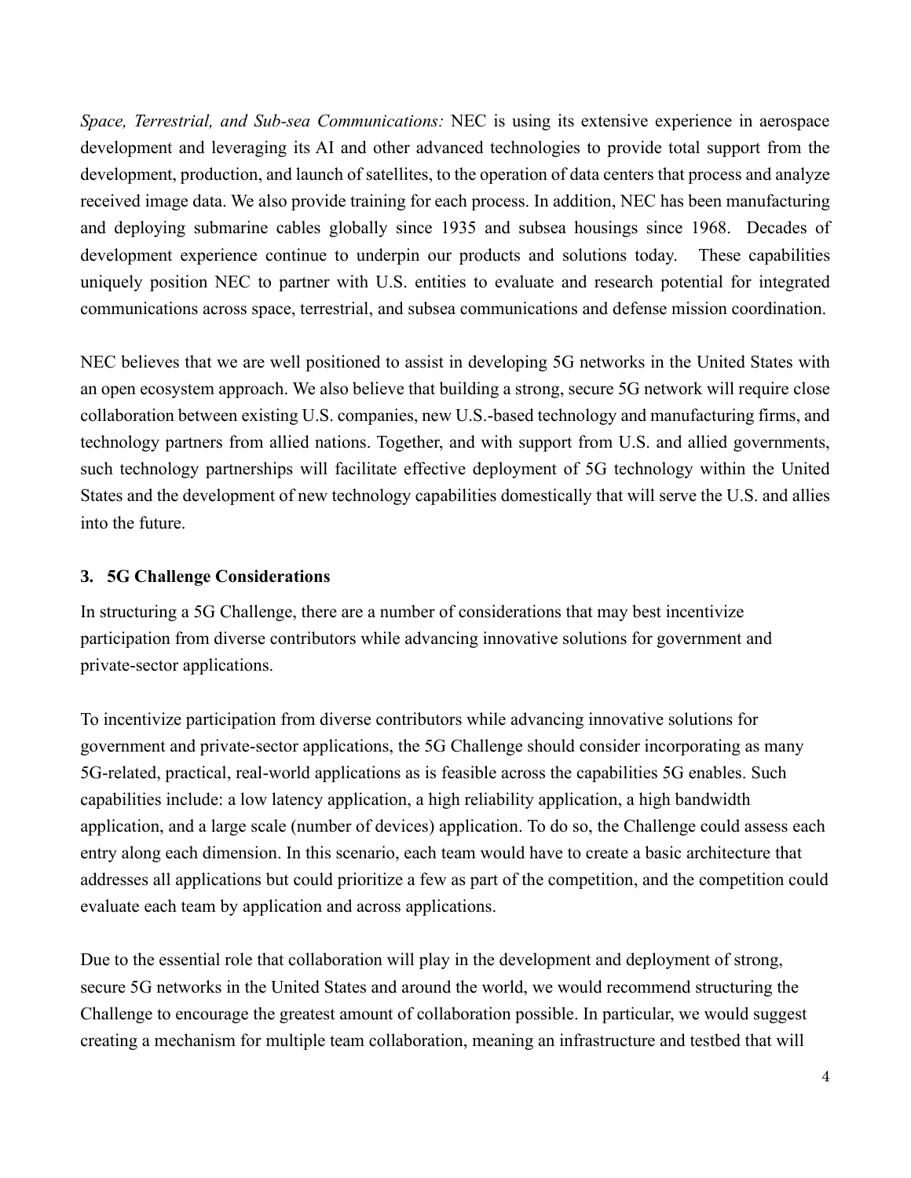*Space, Terrestrial, and Sub-sea Communications:* NEC is using its extensive experience in aerospace development and leveraging its AI and other advanced technologies to provide total support from the development, production, and launch of satellites, to the operation of data centers that process and analyze received image data. We also provide training for each process. In addition, NEC has been manufacturing and deploying submarine cables globally since 1935 and subsea housings since 1968. Decades of development experience continue to underpin our products and solutions today. These capabilities uniquely position NEC to partner with U.S. entities to evaluate and research potential for integrated communications across space, terrestrial, and subsea communications and defense mission coordination.

NEC believes that we are well positioned to assist in developing 5G networks in the United States with an open ecosystem approach. We also believe that building a strong, secure 5G network will require close collaboration between existing U.S. companies, new U.S.-based technology and manufacturing firms, and technology partners from allied nations. Together, and with support from U.S. and allied governments, such technology partnerships will facilitate effective deployment of 5G technology within the United States and the development of new technology capabilities domestically that will serve the U.S. and allies into the future.

### 3. 5G Challenge Considerations

In structuring a 5G Challenge, there are a number of considerations that may best incentivize participation from diverse contributors while advancing innovative solutions for government and private-sector applications.

To incentivize participation from diverse contributors while advancing innovative solutions for government and private-sector applications, the 5G Challenge should consider incorporating as many 5G-related, practical, real-world applications as is feasible across the capabilities 5G enables. Such capabilities include: a low latency application, a high reliability application, a high bandwidth application, and a large scale (number of devices) application. To do so, the Challenge could assess each entry along each dimension. In this scenario, each team would have to create a basic architecture that addresses all applications but could prioritize a few as part of the competition, and the competition could evaluate each team by application and across applications.

Due to the essential role that collaboration will play in the development and deployment of strong, secure 5G networks in the United States and around the world, we would recommend structuring the Challenge to encourage the greatest amount of collaboration possible. In particular, we would suggest creating a mechanism for multiple team collaboration, meaning an infrastructure and testbed that will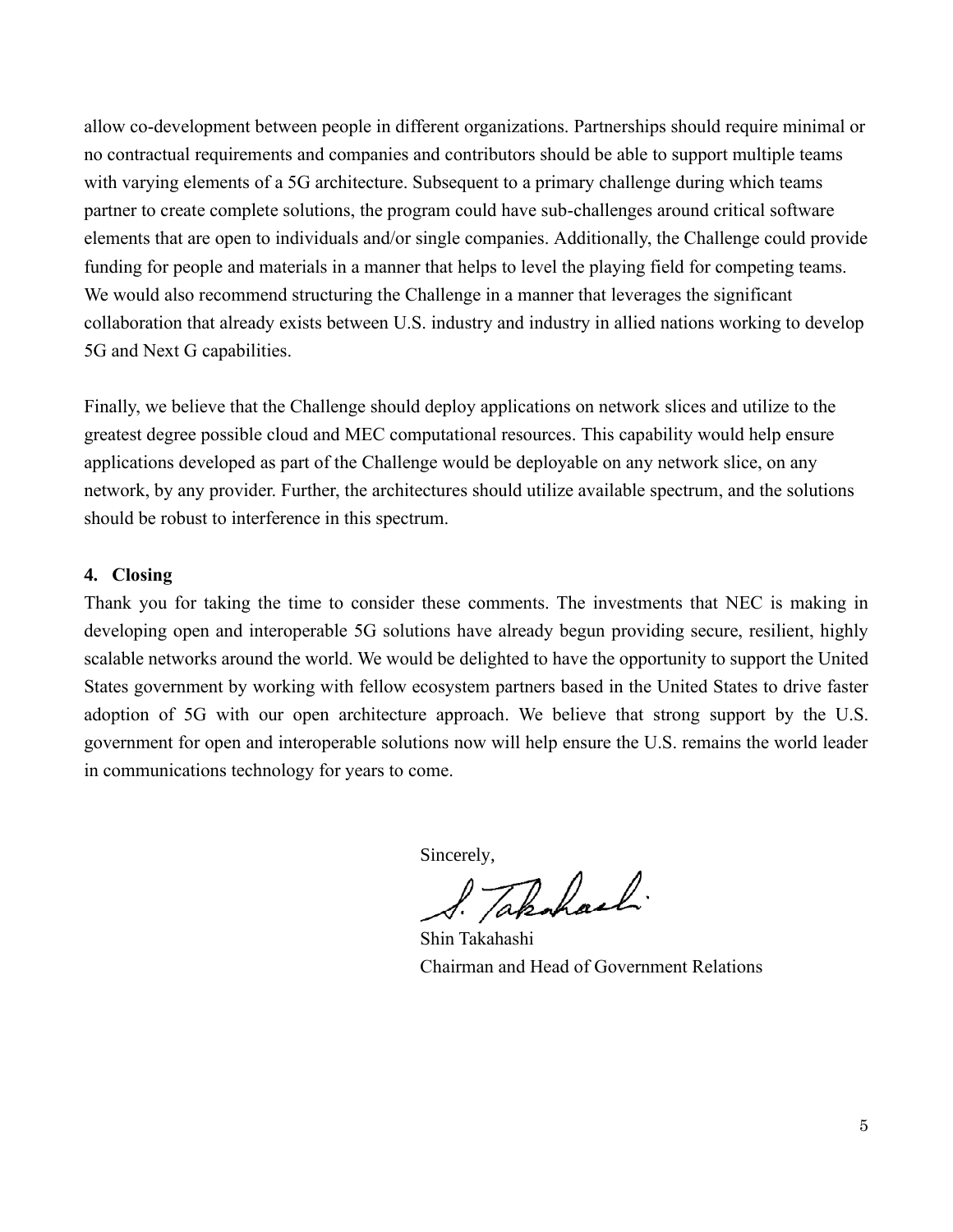allow co-development between people in different organizations. Partnerships should require minimal or no contractual requirements and companies and contributors should be able to support multiple teams with varying elements of a 5G architecture. Subsequent to a primary challenge during which teams partner to create complete solutions, the program could have sub-challenges around critical software elements that are open to individuals and/or single companies. Additionally, the Challenge could provide funding for people and materials in a manner that helps to level the playing field for competing teams. We would also recommend structuring the Challenge in a manner that leverages the significant collaboration that already exists between U.S. industry and industry in allied nations working to develop 5G and Next G capabilities.

Finally, we believe that the Challenge should deploy applications on network slices and utilize to the greatest degree possible cloud and MEC computational resources. This capability would help ensure applications developed as part of the Challenge would be deployable on any network slice, on any network, by any provider. Further, the architectures should utilize available spectrum, and the solutions should be robust to interference in this spectrum.

## 4. Closing

Thank you for taking the time to consider these comments. The investments that NEC is making in developing open and interoperable 5G solutions have already begun providing secure, resilient, highly scalable networks around the world. We would be delighted to have the opportunity to support the United States government by working with fellow ecosystem partners based in the United States to drive faster adoption of 5G with our open architecture approach. We believe that strong support by the U.S. government for open and interoperable solutions now will help ensure the U.S. remains the world leader in communications technology for years to come.

Sincerely,

S. Takahashi

Shin Takahashi
Chairman and Head of Government Relations